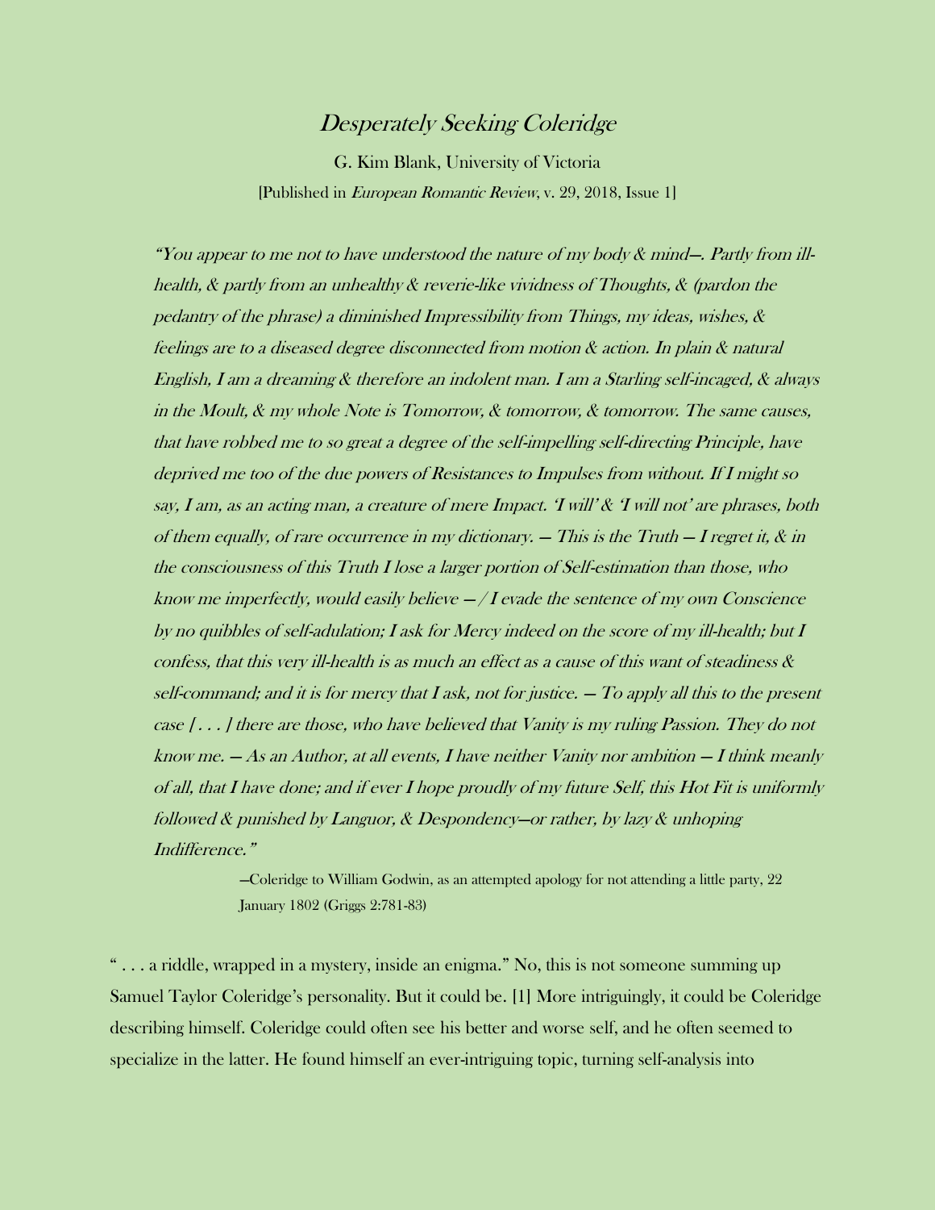# *Desperately Seeking Coleridge*

G. Kim Blank, University of Victoria

[Published in *European Romantic Review*, v. 29, 2018, Issue 1]

> *"You appear to me not to have understood the nature of my body & mind—. Partly from ill-health, & partly from an unhealthy & reverie-like vividness of Thoughts, & (pardon the pedantry of the phrase) a diminished Impressibility from Things, my ideas, wishes, & feelings are to a diseased degree disconnected from motion & action. In plain & natural English, I am a dreaming & therefore an indolent man. I am a Starling self-incaged, & always in the Moult, & my whole Note is Tomorrow, & tomorrow, & tomorrow. The same causes, that have robbed me to so great a degree of the self-impelling self-directing Principle, have deprived me too of the due powers of Resistances to Impulses from without. If I might so say, I am, as an acting man, a creature of mere Impact. 'I will' & 'I will not' are phrases, both of them equally, of rare occurrence in my dictionary. — This is the Truth — I regret it, & in the consciousness of this Truth I lose a larger portion of Self-estimation than those, who know me imperfectly, would easily believe — / I evade the sentence of my own Conscience by no quibbles of self-adulation; I ask for Mercy indeed on the score of my ill-health; but I confess, that this very ill-health is as much an effect as a cause of this want of steadiness & self-command; and it is for mercy that I ask, not for justice. — To apply all this to the present case [ . . . ] there are those, who have believed that Vanity is my ruling Passion. They do not know me. — As an Author, at all events, I have neither Vanity nor ambition — I think meanly of all, that I have done; and if ever I hope proudly of my future Self, this Hot Fit is uniformly followed & punished by Languor, & Despondency—or rather, by lazy & unhoping Indifference."*
>
> —Coleridge to William Godwin, as an attempted apology for not attending a little party, 22 January 1802 (Griggs 2:781-83)

" . . . a riddle, wrapped in a mystery, inside an enigma." No, this is not someone summing up Samuel Taylor Coleridge's personality. But it could be. [1] More intriguingly, it could be Coleridge describing himself. Coleridge could often see his better and worse self, and he often seemed to specialize in the latter. He found himself an ever-intriguing topic, turning self-analysis into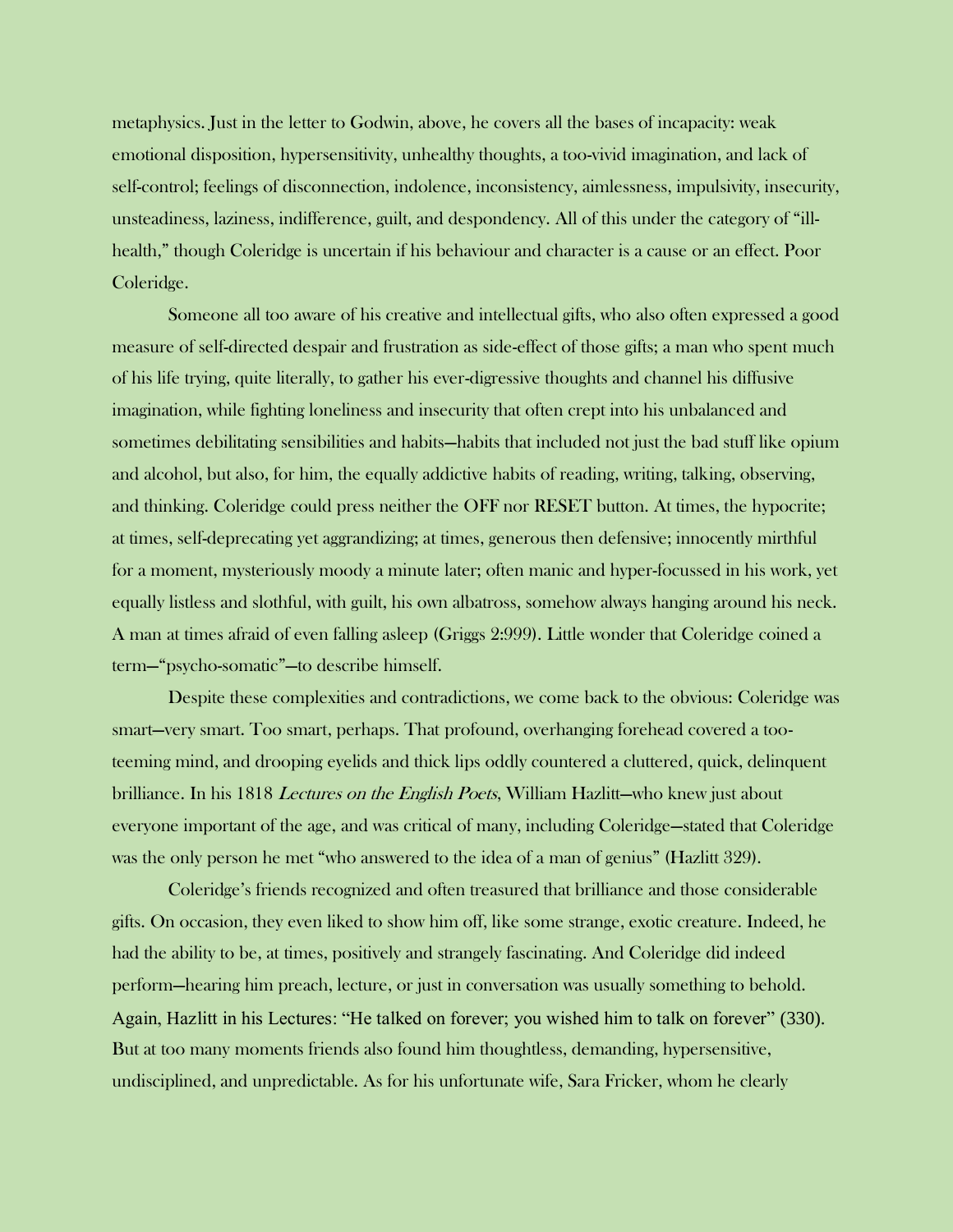metaphysics. Just in the letter to Godwin, above, he covers all the bases of incapacity: weak emotional disposition, hypersensitivity, unhealthy thoughts, a too-vivid imagination, and lack of self-control; feelings of disconnection, indolence, inconsistency, aimlessness, impulsivity, insecurity, unsteadiness, laziness, indifference, guilt, and despondency. All of this under the category of "ill-health," though Coleridge is uncertain if his behaviour and character is a cause or an effect. Poor Coleridge.

Someone all too aware of his creative and intellectual gifts, who also often expressed a good measure of self-directed despair and frustration as side-effect of those gifts; a man who spent much of his life trying, quite literally, to gather his ever-digressive thoughts and channel his diffusive imagination, while fighting loneliness and insecurity that often crept into his unbalanced and sometimes debilitating sensibilities and habits—habits that included not just the bad stuff like opium and alcohol, but also, for him, the equally addictive habits of reading, writing, talking, observing, and thinking. Coleridge could press neither the OFF nor RESET button. At times, the hypocrite; at times, self-deprecating yet aggrandizing; at times, generous then defensive; innocently mirthful for a moment, mysteriously moody a minute later; often manic and hyper-focussed in his work, yet equally listless and slothful, with guilt, his own albatross, somehow always hanging around his neck. A man at times afraid of even falling asleep (Griggs 2:999). Little wonder that Coleridge coined a term—"psycho-somatic"—to describe himself.

Despite these complexities and contradictions, we come back to the obvious: Coleridge was smart—very smart. Too smart, perhaps. That profound, overhanging forehead covered a too-teeming mind, and drooping eyelids and thick lips oddly countered a cluttered, quick, delinquent brilliance. In his 1818 *Lectures on the English Poets*, William Hazlitt—who knew just about everyone important of the age, and was critical of many, including Coleridge—stated that Coleridge was the only person he met "who answered to the idea of a man of genius" (Hazlitt 329).

Coleridge's friends recognized and often treasured that brilliance and those considerable gifts. On occasion, they even liked to show him off, like some strange, exotic creature. Indeed, he had the ability to be, at times, positively and strangely fascinating. And Coleridge did indeed perform—hearing him preach, lecture, or just in conversation was usually something to behold. Again, Hazlitt in his Lectures: "He talked on forever; you wished him to talk on forever" (330). But at too many moments friends also found him thoughtless, demanding, hypersensitive, undisciplined, and unpredictable. As for his unfortunate wife, Sara Fricker, whom he clearly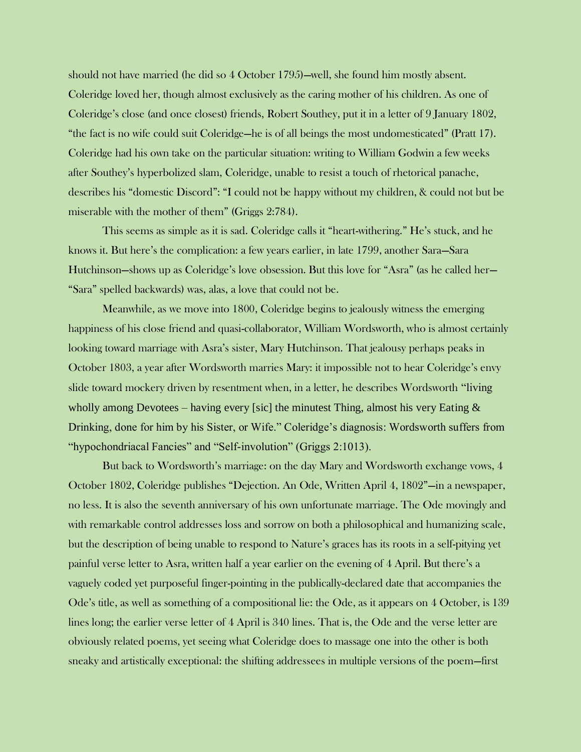should not have married (he did so 4 October 1795)—well, she found him mostly absent. Coleridge loved her, though almost exclusively as the caring mother of his children. As one of Coleridge's close (and once closest) friends, Robert Southey, put it in a letter of 9 January 1802, "the fact is no wife could suit Coleridge—he is of all beings the most undomesticated" (Pratt 17). Coleridge had his own take on the particular situation: writing to William Godwin a few weeks after Southey's hyperbolized slam, Coleridge, unable to resist a touch of rhetorical panache, describes his "domestic Discord": "I could not be happy without my children, & could not but be miserable with the mother of them" (Griggs 2:784).

This seems as simple as it is sad. Coleridge calls it "heart-withering." He's stuck, and he knows it. But here's the complication: a few years earlier, in late 1799, another Sara—Sara Hutchinson—shows up as Coleridge's love obsession. But this love for "Asra" (as he called her—"Sara" spelled backwards) was, alas, a love that could not be.

Meanwhile, as we move into 1800, Coleridge begins to jealously witness the emerging happiness of his close friend and quasi-collaborator, William Wordsworth, who is almost certainly looking toward marriage with Asra's sister, Mary Hutchinson. That jealousy perhaps peaks in October 1803, a year after Wordsworth marries Mary: it impossible not to hear Coleridge's envy slide toward mockery driven by resentment when, in a letter, he describes Wordsworth "living wholly among Devotees – having every [sic] the minutest Thing, almost his very Eating & Drinking, done for him by his Sister, or Wife." Coleridge's diagnosis: Wordsworth suffers from "hypochondriacal Fancies" and "Self-involution" (Griggs 2:1013).

But back to Wordsworth's marriage: on the day Mary and Wordsworth exchange vows, 4 October 1802, Coleridge publishes "Dejection. An Ode, Written April 4, 1802"—in a newspaper, no less. It is also the seventh anniversary of his own unfortunate marriage. The Ode movingly and with remarkable control addresses loss and sorrow on both a philosophical and humanizing scale, but the description of being unable to respond to Nature's graces has its roots in a self-pitying yet painful verse letter to Asra, written half a year earlier on the evening of 4 April. But there's a vaguely coded yet purposeful finger-pointing in the publically-declared date that accompanies the Ode's title, as well as something of a compositional lie: the Ode, as it appears on 4 October, is 139 lines long; the earlier verse letter of 4 April is 340 lines. That is, the Ode and the verse letter are obviously related poems, yet seeing what Coleridge does to massage one into the other is both sneaky and artistically exceptional: the shifting addressees in multiple versions of the poem—first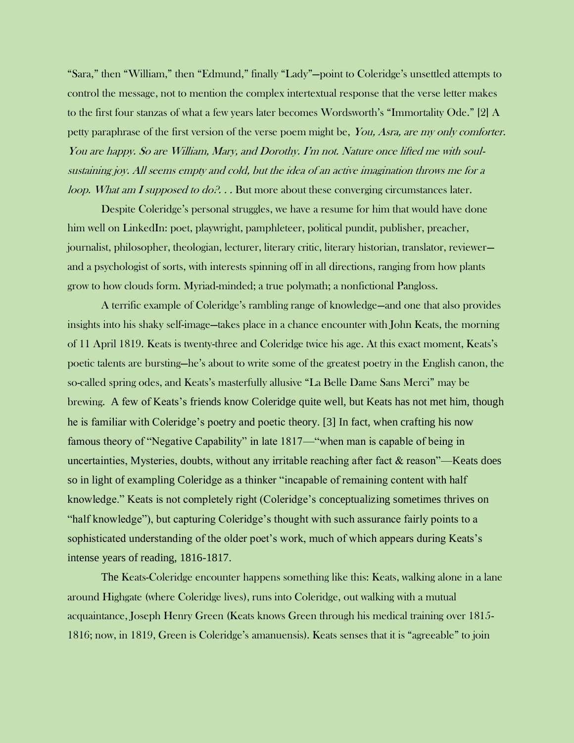"Sara," then "William," then "Edmund," finally "Lady"—point to Coleridge's unsettled attempts to control the message, not to mention the complex intertextual response that the verse letter makes to the first four stanzas of what a few years later becomes Wordsworth's "Immortality Ode." [2] A petty paraphrase of the first version of the verse poem might be, *You, Asra, are my only comforter. You are happy. So are William, Mary, and Dorothy. I'm not. Nature once lifted me with soul-sustaining joy. All seems empty and cold, but the idea of an active imagination throws me for a loop. What am I supposed to do?. . .* But more about these converging circumstances later.

Despite Coleridge's personal struggles, we have a resume for him that would have done him well on LinkedIn: poet, playwright, pamphleteer, political pundit, publisher, preacher, journalist, philosopher, theologian, lecturer, literary critic, literary historian, translator, reviewer—and a psychologist of sorts, with interests spinning off in all directions, ranging from how plants grow to how clouds form. Myriad-minded; a true polymath; a nonfictional Pangloss.

A terrific example of Coleridge's rambling range of knowledge—and one that also provides insights into his shaky self-image—takes place in a chance encounter with John Keats, the morning of 11 April 1819. Keats is twenty-three and Coleridge twice his age. At this exact moment, Keats's poetic talents are bursting—he's about to write some of the greatest poetry in the English canon, the so-called spring odes, and Keats's masterfully allusive "La Belle Dame Sans Merci" may be brewing. A few of Keats's friends know Coleridge quite well, but Keats has not met him, though he is familiar with Coleridge's poetry and poetic theory. [3] In fact, when crafting his now famous theory of "Negative Capability" in late 1817—"when man is capable of being in uncertainties, Mysteries, doubts, without any irritable reaching after fact & reason"—Keats does so in light of exampling Coleridge as a thinker "incapable of remaining content with half knowledge." Keats is not completely right (Coleridge's conceptualizing sometimes thrives on "half knowledge"), but capturing Coleridge's thought with such assurance fairly points to a sophisticated understanding of the older poet's work, much of which appears during Keats's intense years of reading, 1816-1817.

The Keats-Coleridge encounter happens something like this: Keats, walking alone in a lane around Highgate (where Coleridge lives), runs into Coleridge, out walking with a mutual acquaintance, Joseph Henry Green (Keats knows Green through his medical training over 1815-1816; now, in 1819, Green is Coleridge's amanuensis). Keats senses that it is "agreeable" to join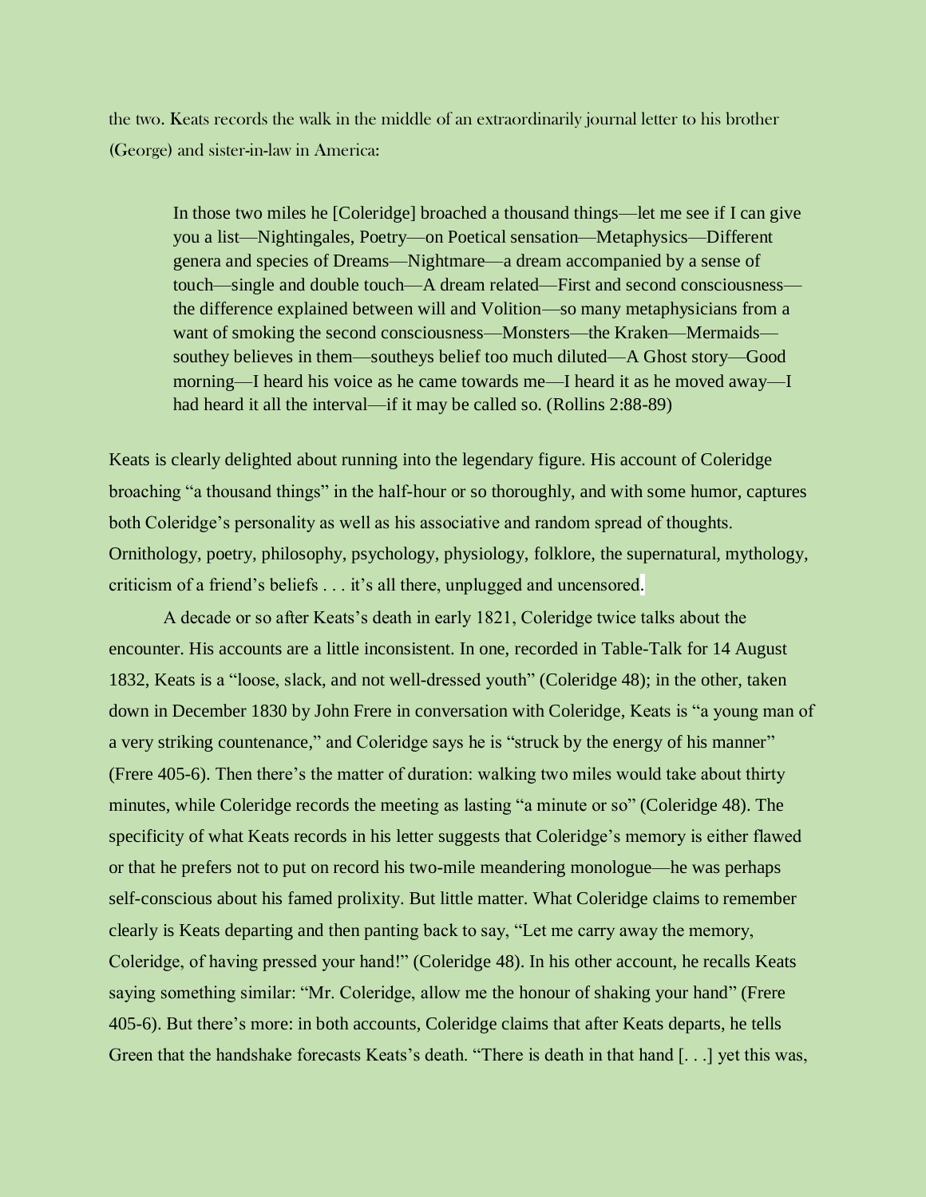the two. Keats records the walk in the middle of an extraordinarily journal letter to his brother (George) and sister-in-law in America:

> In those two miles he [Coleridge] broached a thousand things—let me see if I can give you a list—Nightingales, Poetry—on Poetical sensation—Metaphysics—Different genera and species of Dreams—Nightmare—a dream accompanied by a sense of touch—single and double touch—A dream related—First and second consciousness—the difference explained between will and Volition—so many metaphysicians from a want of smoking the second consciousness—Monsters—the Kraken—Mermaids—southey believes in them—southeys belief too much diluted—A Ghost story—Good morning—I heard his voice as he came towards me—I heard it as he moved away—I had heard it all the interval—if it may be called so. (Rollins 2:88-89)

Keats is clearly delighted about running into the legendary figure. His account of Coleridge broaching "a thousand things" in the half-hour or so thoroughly, and with some humor, captures both Coleridge's personality as well as his associative and random spread of thoughts. Ornithology, poetry, philosophy, psychology, physiology, folklore, the supernatural, mythology, criticism of a friend's beliefs . . . it's all there, unplugged and uncensored.

A decade or so after Keats's death in early 1821, Coleridge twice talks about the encounter. His accounts are a little inconsistent. In one, recorded in Table-Talk for 14 August 1832, Keats is a "loose, slack, and not well-dressed youth" (Coleridge 48); in the other, taken down in December 1830 by John Frere in conversation with Coleridge, Keats is "a young man of a very striking countenance," and Coleridge says he is "struck by the energy of his manner" (Frere 405-6). Then there's the matter of duration: walking two miles would take about thirty minutes, while Coleridge records the meeting as lasting "a minute or so" (Coleridge 48). The specificity of what Keats records in his letter suggests that Coleridge's memory is either flawed or that he prefers not to put on record his two-mile meandering monologue—he was perhaps self-conscious about his famed prolixity. But little matter. What Coleridge claims to remember clearly is Keats departing and then panting back to say, "Let me carry away the memory, Coleridge, of having pressed your hand!" (Coleridge 48). In his other account, he recalls Keats saying something similar: "Mr. Coleridge, allow me the honour of shaking your hand" (Frere 405-6). But there's more: in both accounts, Coleridge claims that after Keats departs, he tells Green that the handshake forecasts Keats's death. "There is death in that hand [. . .] yet this was,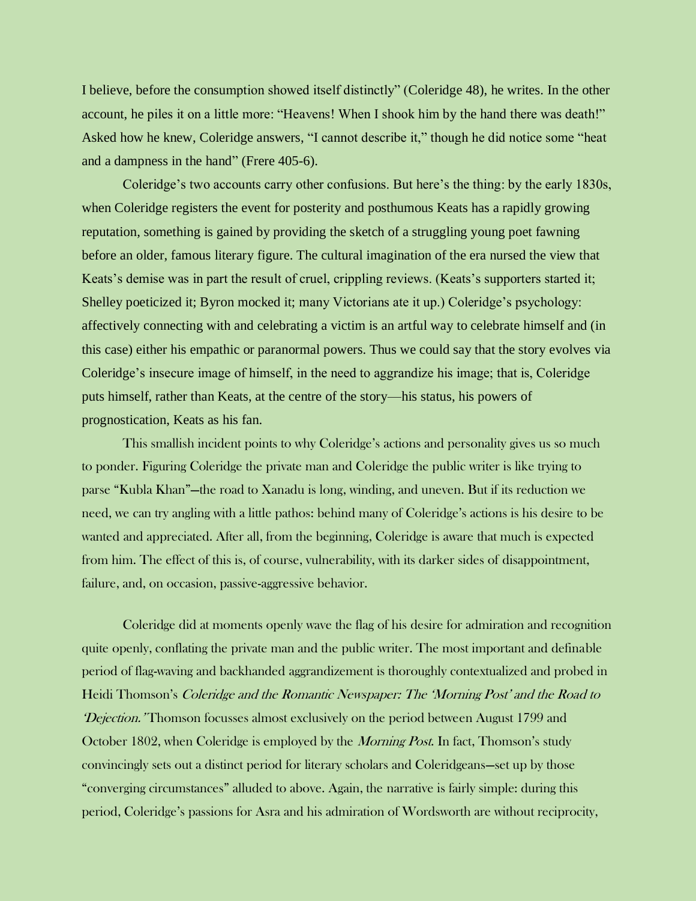I believe, before the consumption showed itself distinctly" (Coleridge 48), he writes. In the other account, he piles it on a little more: "Heavens! When I shook him by the hand there was death!" Asked how he knew, Coleridge answers, "I cannot describe it," though he did notice some "heat and a dampness in the hand" (Frere 405-6).

Coleridge's two accounts carry other confusions. But here's the thing: by the early 1830s, when Coleridge registers the event for posterity and posthumous Keats has a rapidly growing reputation, something is gained by providing the sketch of a struggling young poet fawning before an older, famous literary figure. The cultural imagination of the era nursed the view that Keats's demise was in part the result of cruel, crippling reviews. (Keats's supporters started it; Shelley poeticized it; Byron mocked it; many Victorians ate it up.) Coleridge's psychology: affectively connecting with and celebrating a victim is an artful way to celebrate himself and (in this case) either his empathic or paranormal powers. Thus we could say that the story evolves via Coleridge's insecure image of himself, in the need to aggrandize his image; that is, Coleridge puts himself, rather than Keats, at the centre of the story—his status, his powers of prognostication, Keats as his fan.

This smallish incident points to why Coleridge's actions and personality gives us so much to ponder. Figuring Coleridge the private man and Coleridge the public writer is like trying to parse "Kubla Khan"—the road to Xanadu is long, winding, and uneven. But if its reduction we need, we can try angling with a little pathos: behind many of Coleridge's actions is his desire to be wanted and appreciated. After all, from the beginning, Coleridge is aware that much is expected from him. The effect of this is, of course, vulnerability, with its darker sides of disappointment, failure, and, on occasion, passive-aggressive behavior.

Coleridge did at moments openly wave the flag of his desire for admiration and recognition quite openly, conflating the private man and the public writer. The most important and definable period of flag-waving and backhanded aggrandizement is thoroughly contextualized and probed in Heidi Thomson's *Coleridge and the Romantic Newspaper: The 'Morning Post' and the Road to 'Dejection.'* Thomson focusses almost exclusively on the period between August 1799 and October 1802, when Coleridge is employed by the *Morning Post*. In fact, Thomson's study convincingly sets out a distinct period for literary scholars and Coleridgeans—set up by those "converging circumstances" alluded to above. Again, the narrative is fairly simple: during this period, Coleridge's passions for Asra and his admiration of Wordsworth are without reciprocity,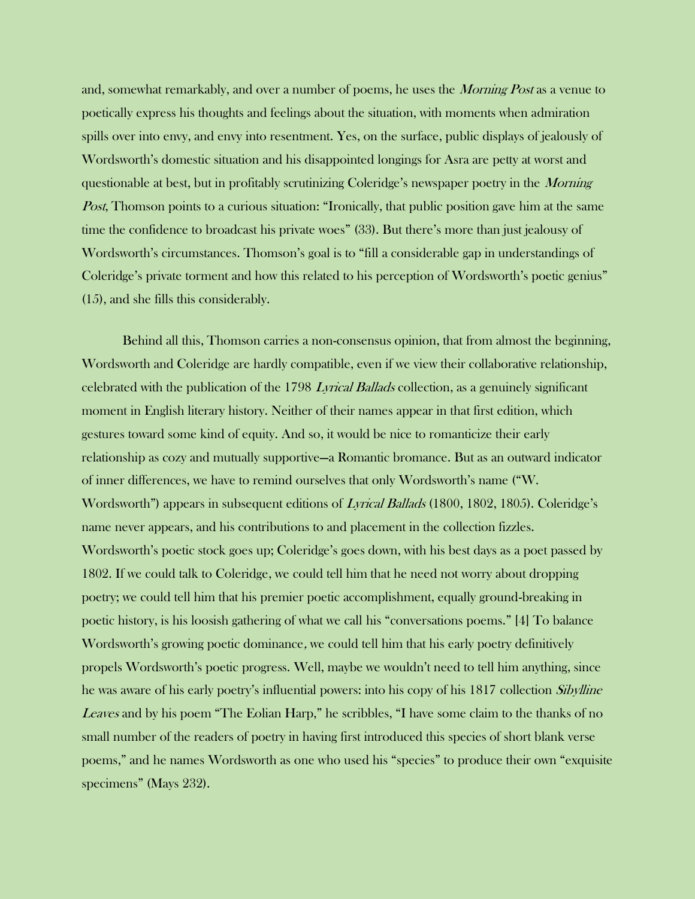and, somewhat remarkably, and over a number of poems, he uses the *Morning Post* as a venue to poetically express his thoughts and feelings about the situation, with moments when admiration spills over into envy, and envy into resentment. Yes, on the surface, public displays of jealously of Wordsworth's domestic situation and his disappointed longings for Asra are petty at worst and questionable at best, but in profitably scrutinizing Coleridge's newspaper poetry in the *Morning Post*, Thomson points to a curious situation: "Ironically, that public position gave him at the same time the confidence to broadcast his private woes" (33). But there's more than just jealousy of Wordsworth's circumstances. Thomson's goal is to "fill a considerable gap in understandings of Coleridge's private torment and how this related to his perception of Wordsworth's poetic genius" (15), and she fills this considerably.

Behind all this, Thomson carries a non-consensus opinion, that from almost the beginning, Wordsworth and Coleridge are hardly compatible, even if we view their collaborative relationship, celebrated with the publication of the 1798 *Lyrical Ballads* collection, as a genuinely significant moment in English literary history. Neither of their names appear in that first edition, which gestures toward some kind of equity. And so, it would be nice to romanticize their early relationship as cozy and mutually supportive—a Romantic bromance. But as an outward indicator of inner differences, we have to remind ourselves that only Wordsworth's name ("W. Wordsworth") appears in subsequent editions of *Lyrical Ballads* (1800, 1802, 1805). Coleridge's name never appears, and his contributions to and placement in the collection fizzles. Wordsworth's poetic stock goes up; Coleridge's goes down, with his best days as a poet passed by 1802. If we could talk to Coleridge, we could tell him that he need not worry about dropping poetry; we could tell him that his premier poetic accomplishment, equally ground-breaking in poetic history, is his loosish gathering of what we call his "conversations poems." [4] To balance Wordsworth's growing poetic dominance, we could tell him that his early poetry definitively propels Wordsworth's poetic progress. Well, maybe we wouldn't need to tell him anything, since he was aware of his early poetry's influential powers: into his copy of his 1817 collection *Sibylline Leaves* and by his poem "The Eolian Harp," he scribbles, "I have some claim to the thanks of no small number of the readers of poetry in having first introduced this species of short blank verse poems," and he names Wordsworth as one who used his "species" to produce their own "exquisite specimens" (Mays 232).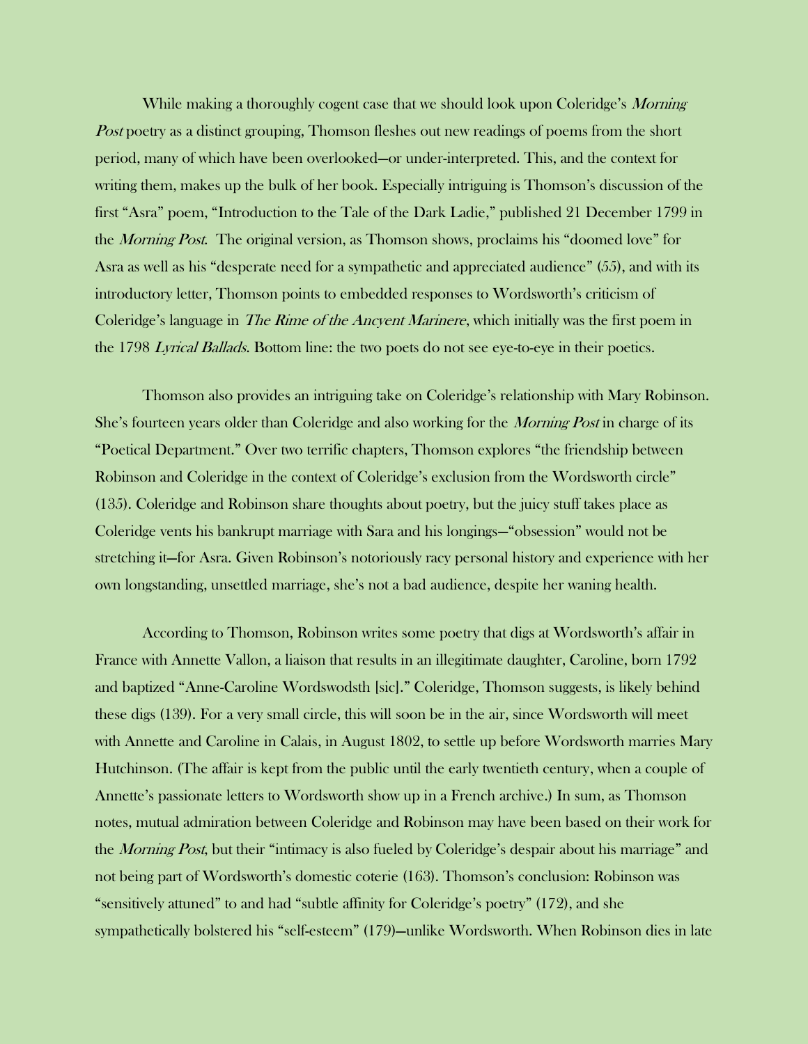While making a thoroughly cogent case that we should look upon Coleridge's *Morning Post* poetry as a distinct grouping, Thomson fleshes out new readings of poems from the short period, many of which have been overlooked—or under-interpreted. This, and the context for writing them, makes up the bulk of her book. Especially intriguing is Thomson's discussion of the first "Asra" poem, "Introduction to the Tale of the Dark Ladie," published 21 December 1799 in the *Morning Post*. The original version, as Thomson shows, proclaims his "doomed love" for Asra as well as his "desperate need for a sympathetic and appreciated audience" (55), and with its introductory letter, Thomson points to embedded responses to Wordsworth's criticism of Coleridge's language in *The Rime of the Ancyent Marinere*, which initially was the first poem in the 1798 *Lyrical Ballads*. Bottom line: the two poets do not see eye-to-eye in their poetics.

Thomson also provides an intriguing take on Coleridge's relationship with Mary Robinson. She's fourteen years older than Coleridge and also working for the *Morning Post* in charge of its "Poetical Department." Over two terrific chapters, Thomson explores "the friendship between Robinson and Coleridge in the context of Coleridge's exclusion from the Wordsworth circle" (135). Coleridge and Robinson share thoughts about poetry, but the juicy stuff takes place as Coleridge vents his bankrupt marriage with Sara and his longings—"obsession" would not be stretching it—for Asra. Given Robinson's notoriously racy personal history and experience with her own longstanding, unsettled marriage, she's not a bad audience, despite her waning health.

According to Thomson, Robinson writes some poetry that digs at Wordsworth's affair in France with Annette Vallon, a liaison that results in an illegitimate daughter, Caroline, born 1792 and baptized "Anne-Caroline Wordswodsth [sic]." Coleridge, Thomson suggests, is likely behind these digs (139). For a very small circle, this will soon be in the air, since Wordsworth will meet with Annette and Caroline in Calais, in August 1802, to settle up before Wordsworth marries Mary Hutchinson. (The affair is kept from the public until the early twentieth century, when a couple of Annette's passionate letters to Wordsworth show up in a French archive.) In sum, as Thomson notes, mutual admiration between Coleridge and Robinson may have been based on their work for the *Morning Post*, but their "intimacy is also fueled by Coleridge's despair about his marriage" and not being part of Wordsworth's domestic coterie (163). Thomson's conclusion: Robinson was "sensitively attuned" to and had "subtle affinity for Coleridge's poetry" (172), and she sympathetically bolstered his "self-esteem" (179)—unlike Wordsworth. When Robinson dies in late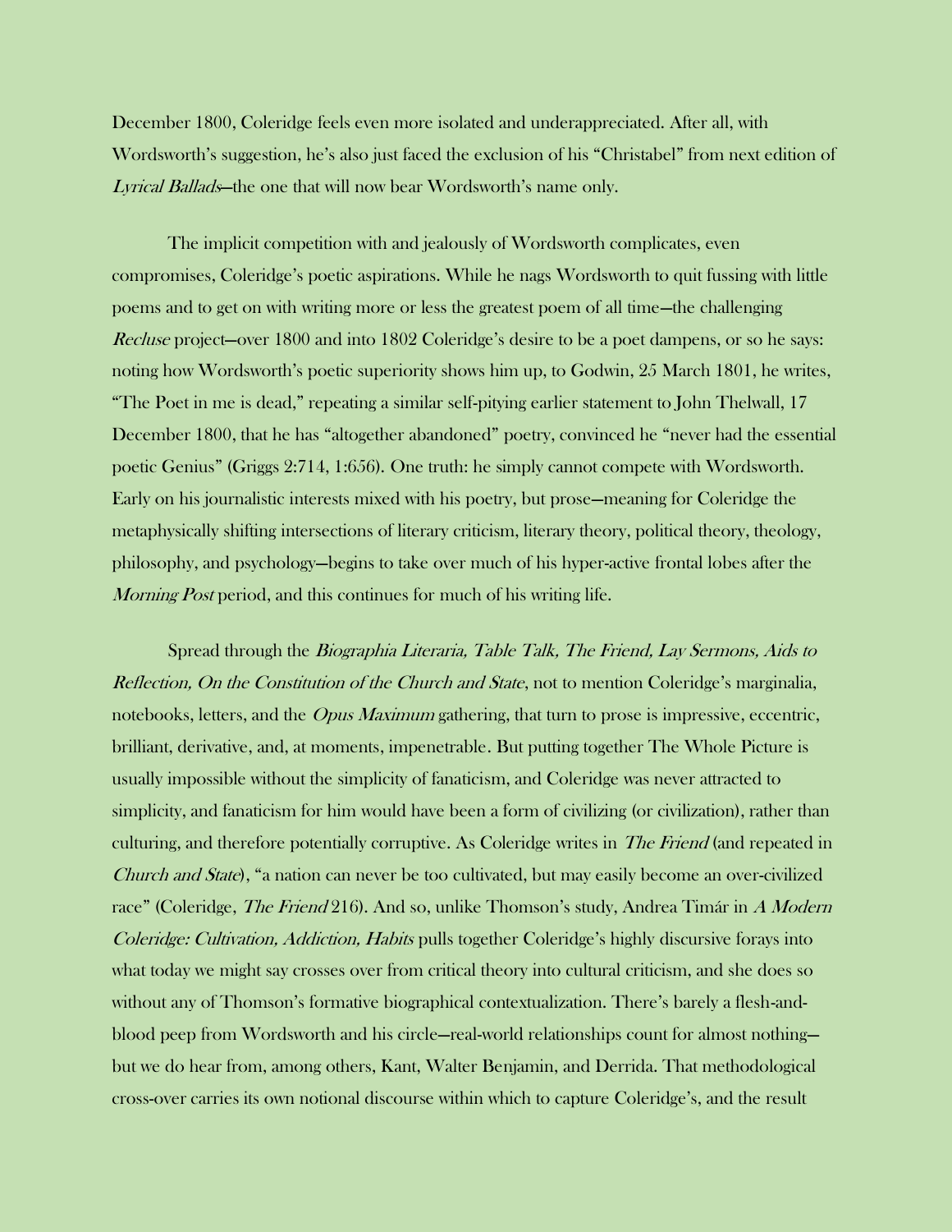December 1800, Coleridge feels even more isolated and underappreciated. After all, with Wordsworth's suggestion, he's also just faced the exclusion of his "Christabel" from next edition of *Lyrical Ballads*—the one that will now bear Wordsworth's name only.

The implicit competition with and jealously of Wordsworth complicates, even compromises, Coleridge's poetic aspirations. While he nags Wordsworth to quit fussing with little poems and to get on with writing more or less the greatest poem of all time—the challenging *Recluse* project—over 1800 and into 1802 Coleridge's desire to be a poet dampens, or so he says: noting how Wordsworth's poetic superiority shows him up, to Godwin, 25 March 1801, he writes, "The Poet in me is dead," repeating a similar self-pitying earlier statement to John Thelwall, 17 December 1800, that he has "altogether abandoned" poetry, convinced he "never had the essential poetic Genius" (Griggs 2:714, 1:656). One truth: he simply cannot compete with Wordsworth. Early on his journalistic interests mixed with his poetry, but prose—meaning for Coleridge the metaphysically shifting intersections of literary criticism, literary theory, political theory, theology, philosophy, and psychology—begins to take over much of his hyper-active frontal lobes after the *Morning Post* period, and this continues for much of his writing life.

Spread through the *Biographia Literaria, Table Talk, The Friend, Lay Sermons, Aids to Reflection, On the Constitution of the Church and State*, not to mention Coleridge's marginalia, notebooks, letters, and the *Opus Maximum* gathering, that turn to prose is impressive, eccentric, brilliant, derivative, and, at moments, impenetrable. But putting together The Whole Picture is usually impossible without the simplicity of fanaticism, and Coleridge was never attracted to simplicity, and fanaticism for him would have been a form of civilizing (or civilization), rather than culturing, and therefore potentially corruptive. As Coleridge writes in *The Friend* (and repeated in *Church and State*), "a nation can never be too cultivated, but may easily become an over-civilized race" (Coleridge, *The Friend* 216). And so, unlike Thomson's study, Andrea Timár in *A Modern Coleridge: Cultivation, Addiction, Habits* pulls together Coleridge's highly discursive forays into what today we might say crosses over from critical theory into cultural criticism, and she does so without any of Thomson's formative biographical contextualization. There's barely a flesh-and-blood peep from Wordsworth and his circle—real-world relationships count for almost nothing—but we do hear from, among others, Kant, Walter Benjamin, and Derrida. That methodological cross-over carries its own notional discourse within which to capture Coleridge's, and the result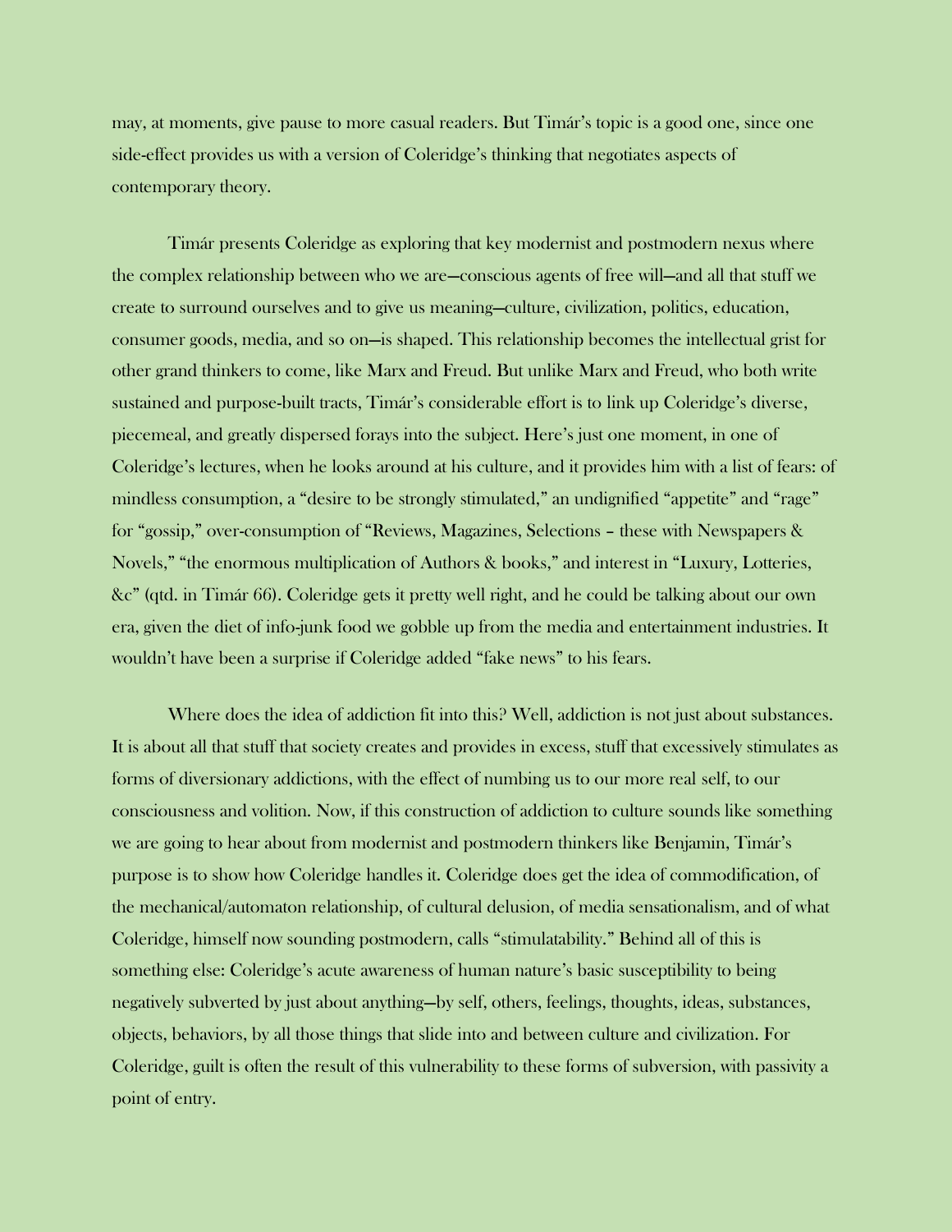may, at moments, give pause to more casual readers. But Timár's topic is a good one, since one side-effect provides us with a version of Coleridge's thinking that negotiates aspects of contemporary theory.

Timár presents Coleridge as exploring that key modernist and postmodern nexus where the complex relationship between who we are—conscious agents of free will—and all that stuff we create to surround ourselves and to give us meaning—culture, civilization, politics, education, consumer goods, media, and so on—is shaped. This relationship becomes the intellectual grist for other grand thinkers to come, like Marx and Freud. But unlike Marx and Freud, who both write sustained and purpose-built tracts, Timár's considerable effort is to link up Coleridge's diverse, piecemeal, and greatly dispersed forays into the subject. Here's just one moment, in one of Coleridge's lectures, when he looks around at his culture, and it provides him with a list of fears: of mindless consumption, a "desire to be strongly stimulated," an undignified "appetite" and "rage" for "gossip," over-consumption of "Reviews, Magazines, Selections – these with Newspapers & Novels," "the enormous multiplication of Authors & books," and interest in "Luxury, Lotteries, &c" (qtd. in Timár 66). Coleridge gets it pretty well right, and he could be talking about our own era, given the diet of info-junk food we gobble up from the media and entertainment industries. It wouldn't have been a surprise if Coleridge added "fake news" to his fears.

Where does the idea of addiction fit into this? Well, addiction is not just about substances. It is about all that stuff that society creates and provides in excess, stuff that excessively stimulates as forms of diversionary addictions, with the effect of numbing us to our more real self, to our consciousness and volition. Now, if this construction of addiction to culture sounds like something we are going to hear about from modernist and postmodern thinkers like Benjamin, Timár's purpose is to show how Coleridge handles it. Coleridge does get the idea of commodification, of the mechanical/automaton relationship, of cultural delusion, of media sensationalism, and of what Coleridge, himself now sounding postmodern, calls "stimulatability." Behind all of this is something else: Coleridge's acute awareness of human nature's basic susceptibility to being negatively subverted by just about anything—by self, others, feelings, thoughts, ideas, substances, objects, behaviors, by all those things that slide into and between culture and civilization. For Coleridge, guilt is often the result of this vulnerability to these forms of subversion, with passivity a point of entry.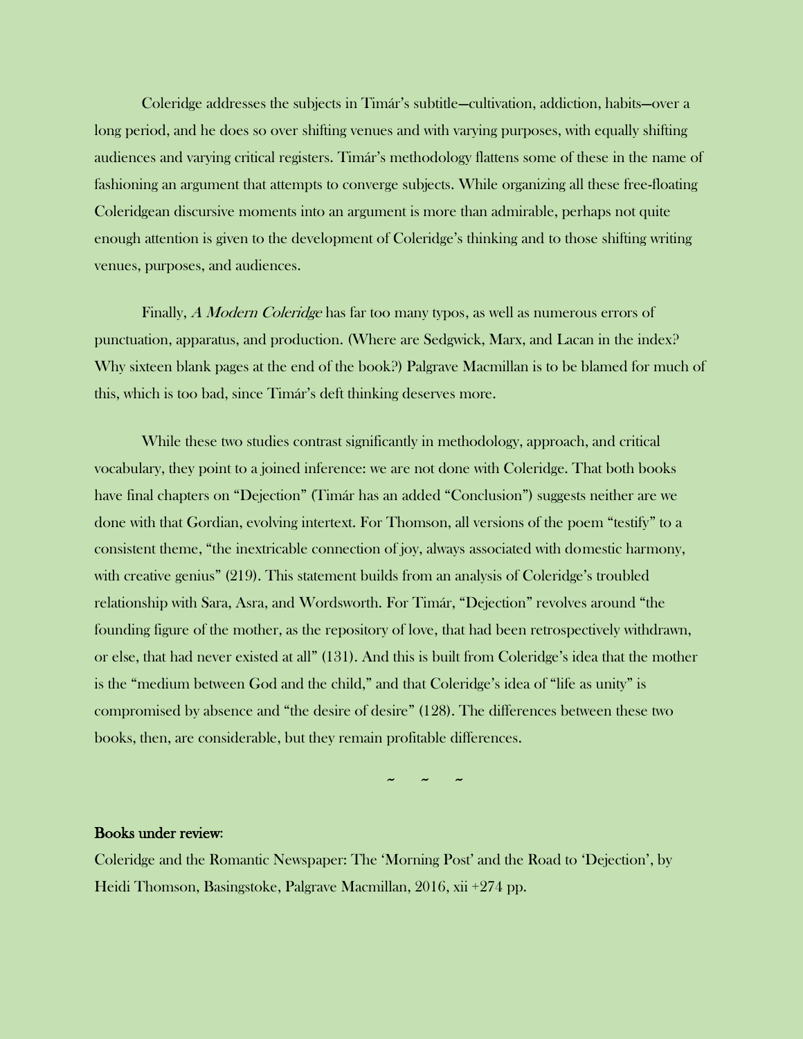Coleridge addresses the subjects in Timár's subtitle—cultivation, addiction, habits—over a long period, and he does so over shifting venues and with varying purposes, with equally shifting audiences and varying critical registers. Timár's methodology flattens some of these in the name of fashioning an argument that attempts to converge subjects. While organizing all these free-floating Coleridgean discursive moments into an argument is more than admirable, perhaps not quite enough attention is given to the development of Coleridge's thinking and to those shifting writing venues, purposes, and audiences.

Finally, *A Modern Coleridge* has far too many typos, as well as numerous errors of punctuation, apparatus, and production. (Where are Sedgwick, Marx, and Lacan in the index? Why sixteen blank pages at the end of the book?) Palgrave Macmillan is to be blamed for much of this, which is too bad, since Timár's deft thinking deserves more.

While these two studies contrast significantly in methodology, approach, and critical vocabulary, they point to a joined inference: we are not done with Coleridge. That both books have final chapters on "Dejection" (Timár has an added "Conclusion") suggests neither are we done with that Gordian, evolving intertext. For Thomson, all versions of the poem "testify" to a consistent theme, "the inextricable connection of joy, always associated with domestic harmony, with creative genius" (219). This statement builds from an analysis of Coleridge's troubled relationship with Sara, Asra, and Wordsworth. For Timár, "Dejection" revolves around "the founding figure of the mother, as the repository of love, that had been retrospectively withdrawn, or else, that had never existed at all" (131). And this is built from Coleridge's idea that the mother is the "medium between God and the child," and that Coleridge's idea of "life as unity" is compromised by absence and "the desire of desire" (128). The differences between these two books, then, are considerable, but they remain profitable differences.

~ ~ ~

**Books under review:**

Coleridge and the Romantic Newspaper: The 'Morning Post' and the Road to 'Dejection', by Heidi Thomson, Basingstoke, Palgrave Macmillan, 2016, xii +274 pp.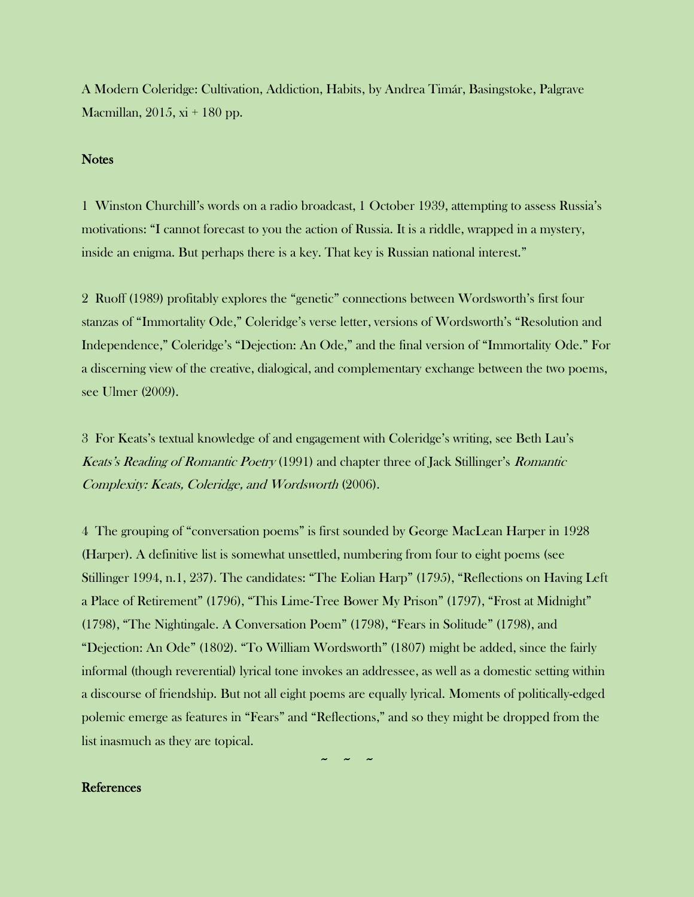A Modern Coleridge: Cultivation, Addiction, Habits, by Andrea Timár, Basingstoke, Palgrave Macmillan, 2015, xi + 180 pp.

## Notes

1 Winston Churchill's words on a radio broadcast, 1 October 1939, attempting to assess Russia's motivations: "I cannot forecast to you the action of Russia. It is a riddle, wrapped in a mystery, inside an enigma. But perhaps there is a key. That key is Russian national interest."

2 Ruoff (1989) profitably explores the "genetic" connections between Wordsworth's first four stanzas of "Immortality Ode," Coleridge's verse letter, versions of Wordsworth's "Resolution and Independence," Coleridge's "Dejection: An Ode," and the final version of "Immortality Ode." For a discerning view of the creative, dialogical, and complementary exchange between the two poems, see Ulmer (2009).

3 For Keats's textual knowledge of and engagement with Coleridge's writing, see Beth Lau's *Keats's Reading of Romantic Poetry* (1991) and chapter three of Jack Stillinger's *Romantic Complexity: Keats, Coleridge, and Wordsworth* (2006).

4 The grouping of "conversation poems" is first sounded by George MacLean Harper in 1928 (Harper). A definitive list is somewhat unsettled, numbering from four to eight poems (see Stillinger 1994, n.1, 237). The candidates: "The Eolian Harp" (1795), "Reflections on Having Left a Place of Retirement" (1796), "This Lime-Tree Bower My Prison" (1797), "Frost at Midnight" (1798), "The Nightingale. A Conversation Poem" (1798), "Fears in Solitude" (1798), and "Dejection: An Ode" (1802). "To William Wordsworth" (1807) might be added, since the fairly informal (though reverential) lyrical tone invokes an addressee, as well as a domestic setting within a discourse of friendship. But not all eight poems are equally lyrical. Moments of politically-edged polemic emerge as features in "Fears" and "Reflections," and so they might be dropped from the list inasmuch as they are topical.

~ ~ ~

## References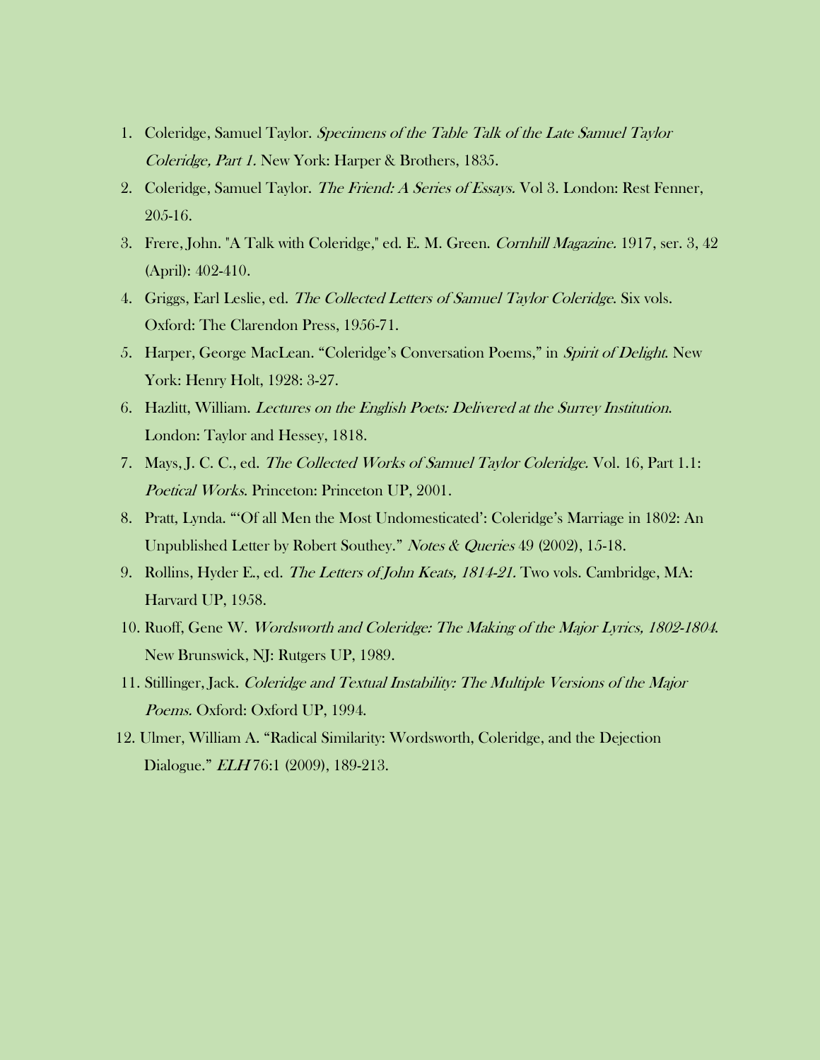1. Coleridge, Samuel Taylor. *Specimens of the Table Talk of the Late Samuel Taylor Coleridge, Part 1.* New York: Harper & Brothers, 1835.
2. Coleridge, Samuel Taylor. *The Friend: A Series of Essays.* Vol 3. London: Rest Fenner, 205-16.
3. Frere, John. "A Talk with Coleridge," ed. E. M. Green. *Cornhill Magazine.* 1917, ser. 3, 42 (April): 402-410.
4. Griggs, Earl Leslie, ed. *The Collected Letters of Samuel Taylor Coleridge.* Six vols. Oxford: The Clarendon Press, 1956-71.
5. Harper, George MacLean. "Coleridge's Conversation Poems," in *Spirit of Delight.* New York: Henry Holt, 1928: 3-27.
6. Hazlitt, William. *Lectures on the English Poets: Delivered at the Surrey Institution.* London: Taylor and Hessey, 1818.
7. Mays, J. C. C., ed. *The Collected Works of Samuel Taylor Coleridge.* Vol. 16, Part 1.1: *Poetical Works.* Princeton: Princeton UP, 2001.
8. Pratt, Lynda. "'Of all Men the Most Undomesticated': Coleridge's Marriage in 1802: An Unpublished Letter by Robert Southey." *Notes & Queries* 49 (2002), 15-18.
9. Rollins, Hyder E., ed. *The Letters of John Keats, 1814-21.* Two vols. Cambridge, MA: Harvard UP, 1958.
10. Ruoff, Gene W. *Wordsworth and Coleridge: The Making of the Major Lyrics, 1802-1804.* New Brunswick, NJ: Rutgers UP, 1989.
11. Stillinger, Jack. *Coleridge and Textual Instability: The Multiple Versions of the Major Poems.* Oxford: Oxford UP, 1994.
12. Ulmer, William A. "Radical Similarity: Wordsworth, Coleridge, and the Dejection Dialogue." *ELH* 76:1 (2009), 189-213.